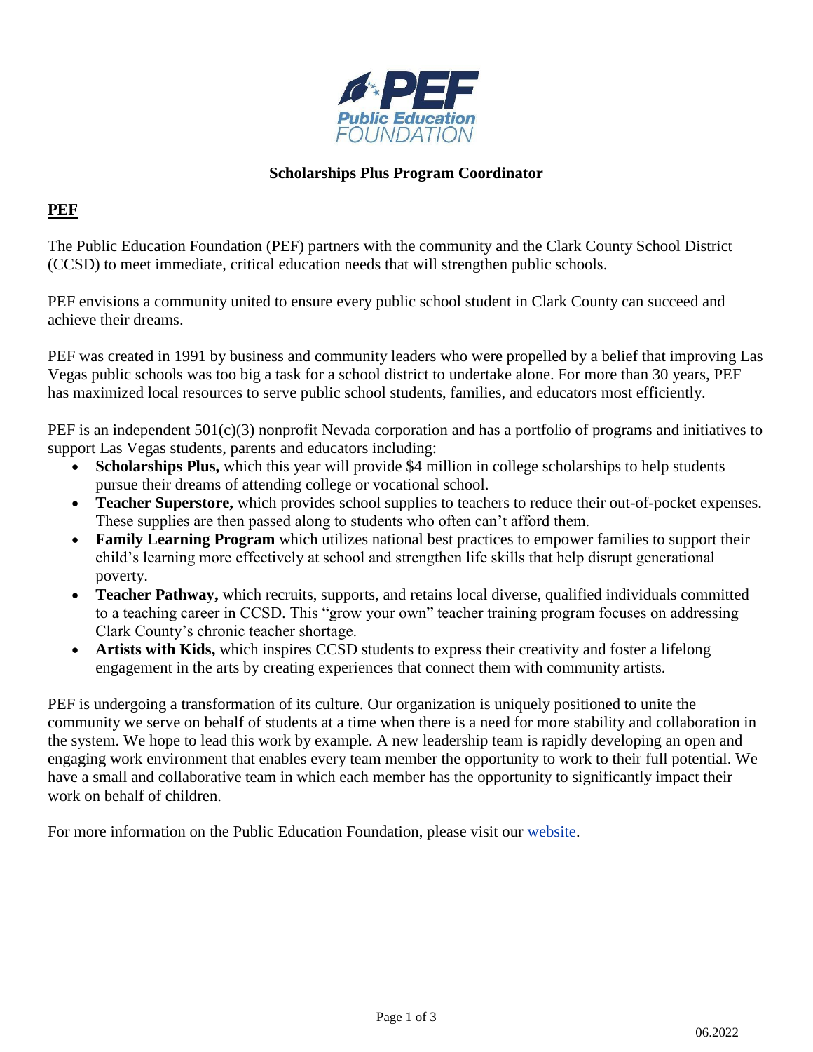# Scholarships Plus Program Coordinator

## PEF

The Public Education Foundation (PEF) partners with the community and the Clark County School District (CCSD) to meet immediate, critical education needs that will strengthen public schools.

PEF envisions a community united to ensure every public school student in Clark County can succeed and achieve their dreams.

PEF was created in 1991 by business and community leaders who were propelled by a belief that improving Las Vegas public schools was too big a task for a school district to undertake alone. For more than 30 years, PEF has maximized local resources to serve public school students, families, and educators most efficiently.

PEF is an independent 501(c)(3) nonprofit Nevada corporation and has a portfolio of programs and initiatives to support Las Vegas students, parents and educators including:

- **Scholarships Plus,** which this year will provide $4 million in college scholarships to help students pursue their dreams of attending college or vocational school.
- **Teacher Superstore,** which provides school supplies to teachers to reduce their out-of-pocket expenses. These supplies are then passed along to students who often can't afford them.
- **Family Learning Program** which utilizes national best practices to empower families to support their child's learning more effectively at school and strengthen life skills that help disrupt generational poverty.
- **Teacher Pathway,** which recruits, supports, and retains local diverse, qualified individuals committed to a teaching career in CCSD. This "grow your own" teacher training program focuses on addressing Clark County's chronic teacher shortage.
- **Artists with Kids,** which inspires CCSD students to express their creativity and foster a lifelong engagement in the arts by creating experiences that connect them with community artists.

PEF is undergoing a transformation of its culture. Our organization is uniquely positioned to unite the community we serve on behalf of students at a time when there is a need for more stability and collaboration in the system. We hope to lead this work by example. A new leadership team is rapidly developing an open and engaging work environment that enables every team member the opportunity to work to their full potential. We have a small and collaborative team in which each member has the opportunity to significantly impact their work on behalf of children.

For more information on the Public Education Foundation, please visit our website.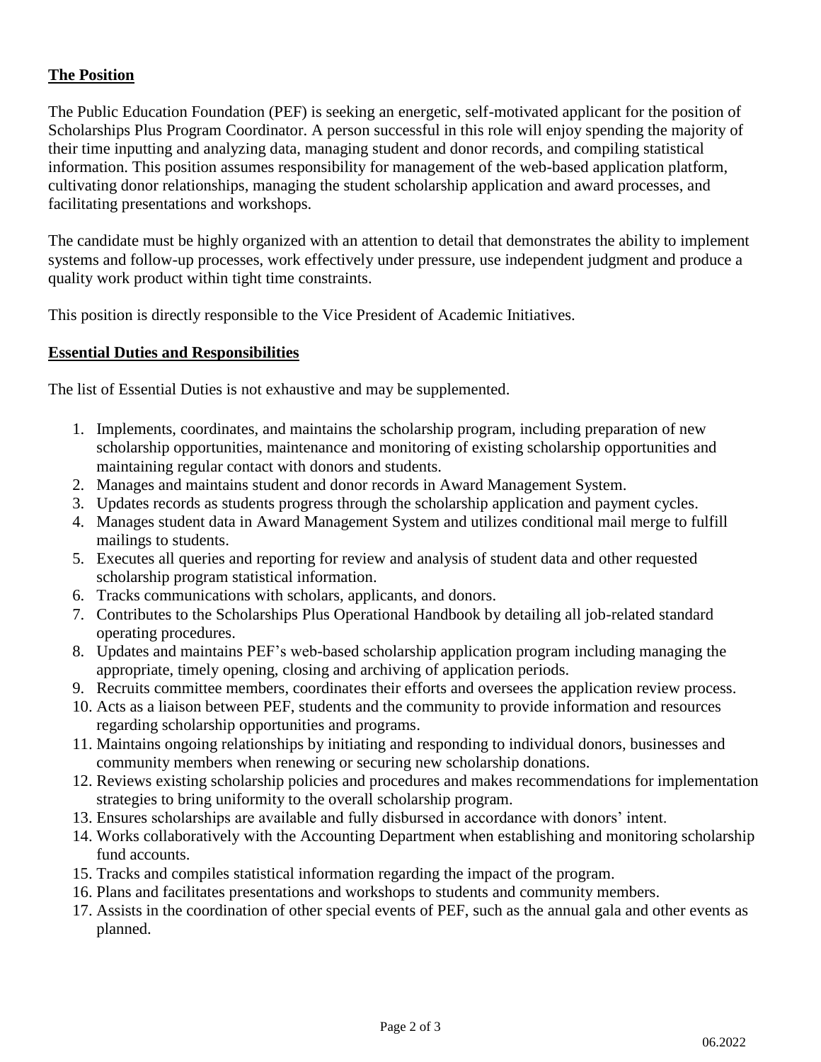## **The Position**

The Public Education Foundation (PEF) is seeking an energetic, self-motivated applicant for the position of Scholarships Plus Program Coordinator. A person successful in this role will enjoy spending the majority of their time inputting and analyzing data, managing student and donor records, and compiling statistical information. This position assumes responsibility for management of the web-based application platform, cultivating donor relationships, managing the student scholarship application and award processes, and facilitating presentations and workshops.

The candidate must be highly organized with an attention to detail that demonstrates the ability to implement systems and follow-up processes, work effectively under pressure, use independent judgment and produce a quality work product within tight time constraints.

This position is directly responsible to the Vice President of Academic Initiatives.

## **Essential Duties and Responsibilities**

The list of Essential Duties is not exhaustive and may be supplemented.

1. Implements, coordinates, and maintains the scholarship program, including preparation of new scholarship opportunities, maintenance and monitoring of existing scholarship opportunities and maintaining regular contact with donors and students.
2. Manages and maintains student and donor records in Award Management System.
3. Updates records as students progress through the scholarship application and payment cycles.
4. Manages student data in Award Management System and utilizes conditional mail merge to fulfill mailings to students.
5. Executes all queries and reporting for review and analysis of student data and other requested scholarship program statistical information.
6. Tracks communications with scholars, applicants, and donors.
7. Contributes to the Scholarships Plus Operational Handbook by detailing all job-related standard operating procedures.
8. Updates and maintains PEF's web-based scholarship application program including managing the appropriate, timely opening, closing and archiving of application periods.
9. Recruits committee members, coordinates their efforts and oversees the application review process.
10. Acts as a liaison between PEF, students and the community to provide information and resources regarding scholarship opportunities and programs.
11. Maintains ongoing relationships by initiating and responding to individual donors, businesses and community members when renewing or securing new scholarship donations.
12. Reviews existing scholarship policies and procedures and makes recommendations for implementation strategies to bring uniformity to the overall scholarship program.
13. Ensures scholarships are available and fully disbursed in accordance with donors' intent.
14. Works collaboratively with the Accounting Department when establishing and monitoring scholarship fund accounts.
15. Tracks and compiles statistical information regarding the impact of the program.
16. Plans and facilitates presentations and workshops to students and community members.
17. Assists in the coordination of other special events of PEF, such as the annual gala and other events as planned.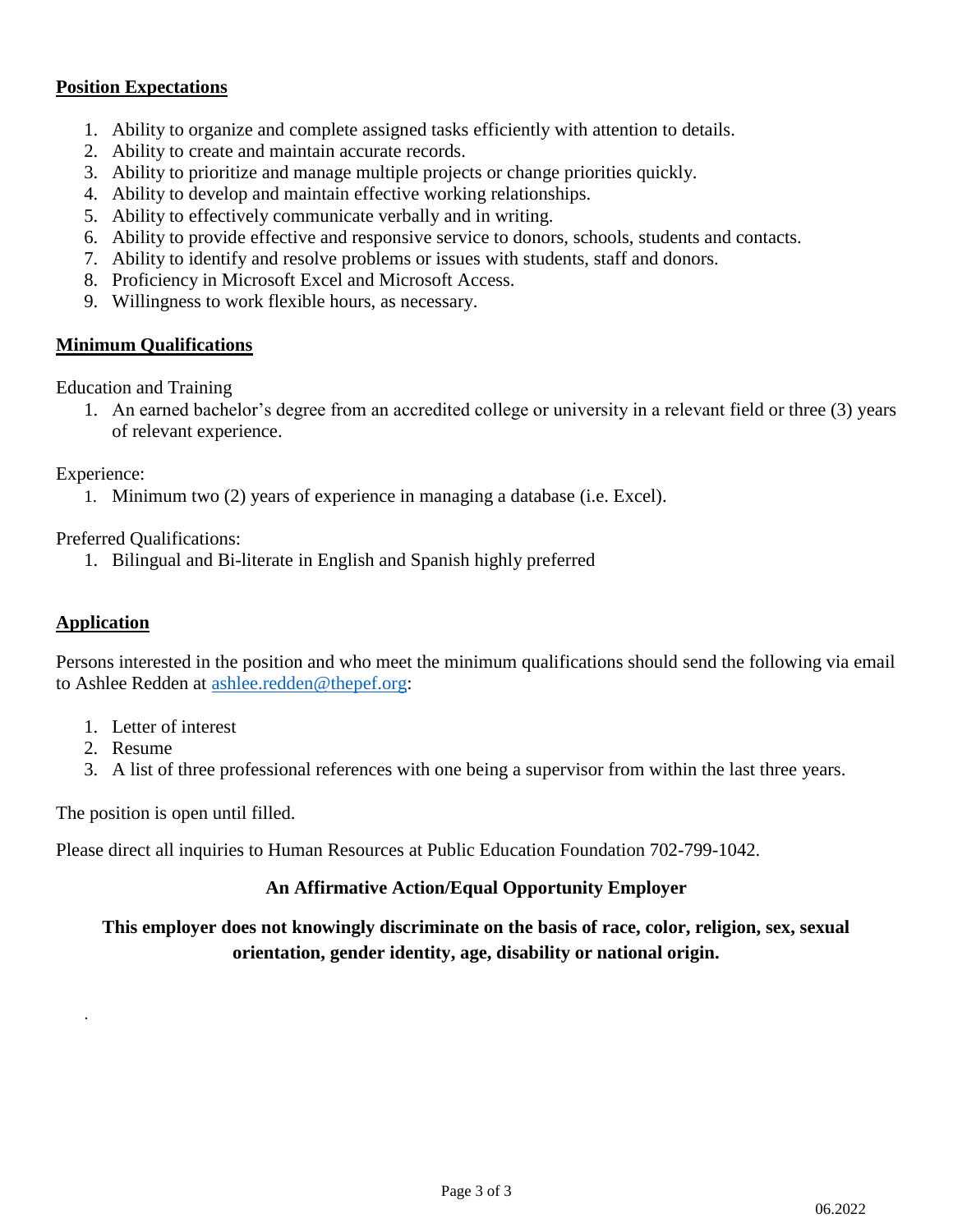## Position Expectations

1. Ability to organize and complete assigned tasks efficiently with attention to details.
2. Ability to create and maintain accurate records.
3. Ability to prioritize and manage multiple projects or change priorities quickly.
4. Ability to develop and maintain effective working relationships.
5. Ability to effectively communicate verbally and in writing.
6. Ability to provide effective and responsive service to donors, schools, students and contacts.
7. Ability to identify and resolve problems or issues with students, staff and donors.
8. Proficiency in Microsoft Excel and Microsoft Access.
9. Willingness to work flexible hours, as necessary.

## Minimum Qualifications

Education and Training

1. An earned bachelor's degree from an accredited college or university in a relevant field or three (3) years of relevant experience.

Experience:

1. Minimum two (2) years of experience in managing a database (i.e. Excel).

Preferred Qualifications:

1. Bilingual and Bi-literate in English and Spanish highly preferred

## Application

Persons interested in the position and who meet the minimum qualifications should send the following via email to Ashlee Redden at ashlee.redden@thepef.org:

1. Letter of interest
2. Resume
3. A list of three professional references with one being a supervisor from within the last three years.

The position is open until filled.

Please direct all inquiries to Human Resources at Public Education Foundation 702-799-1042.

**An Affirmative Action/Equal Opportunity Employer**

**This employer does not knowingly discriminate on the basis of race, color, religion, sex, sexual orientation, gender identity, age, disability or national origin.**

06.2022